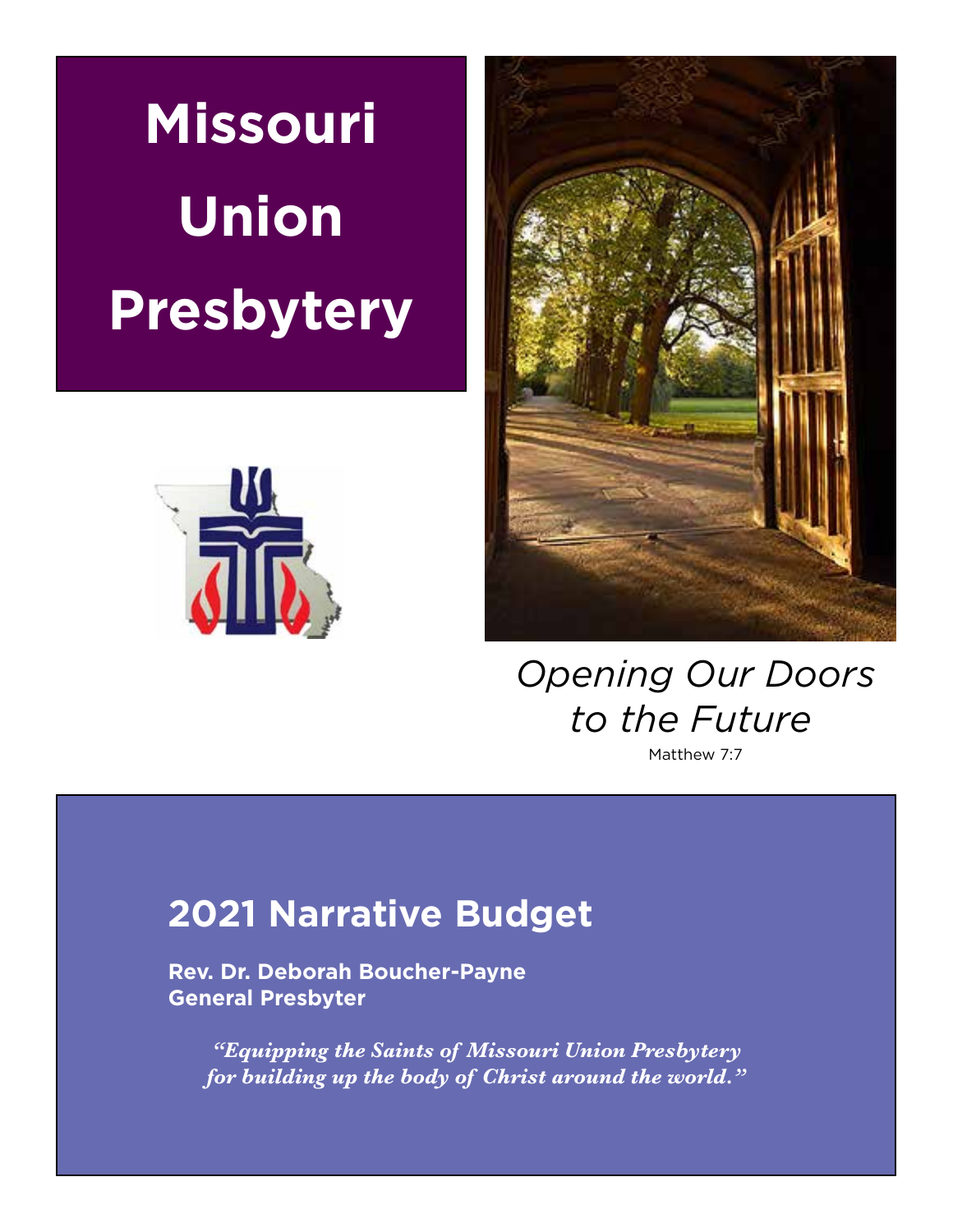# Missouri Union Presbytery

*Opening Our Doors to the Future*

Matthew 7:7

## 2021 Narrative Budget

**Rev. Dr. Deborah Boucher-Payne**
**General Presbyter**

*"Equipping the Saints of Missouri Union Presbytery for building up the body of Christ around the world."*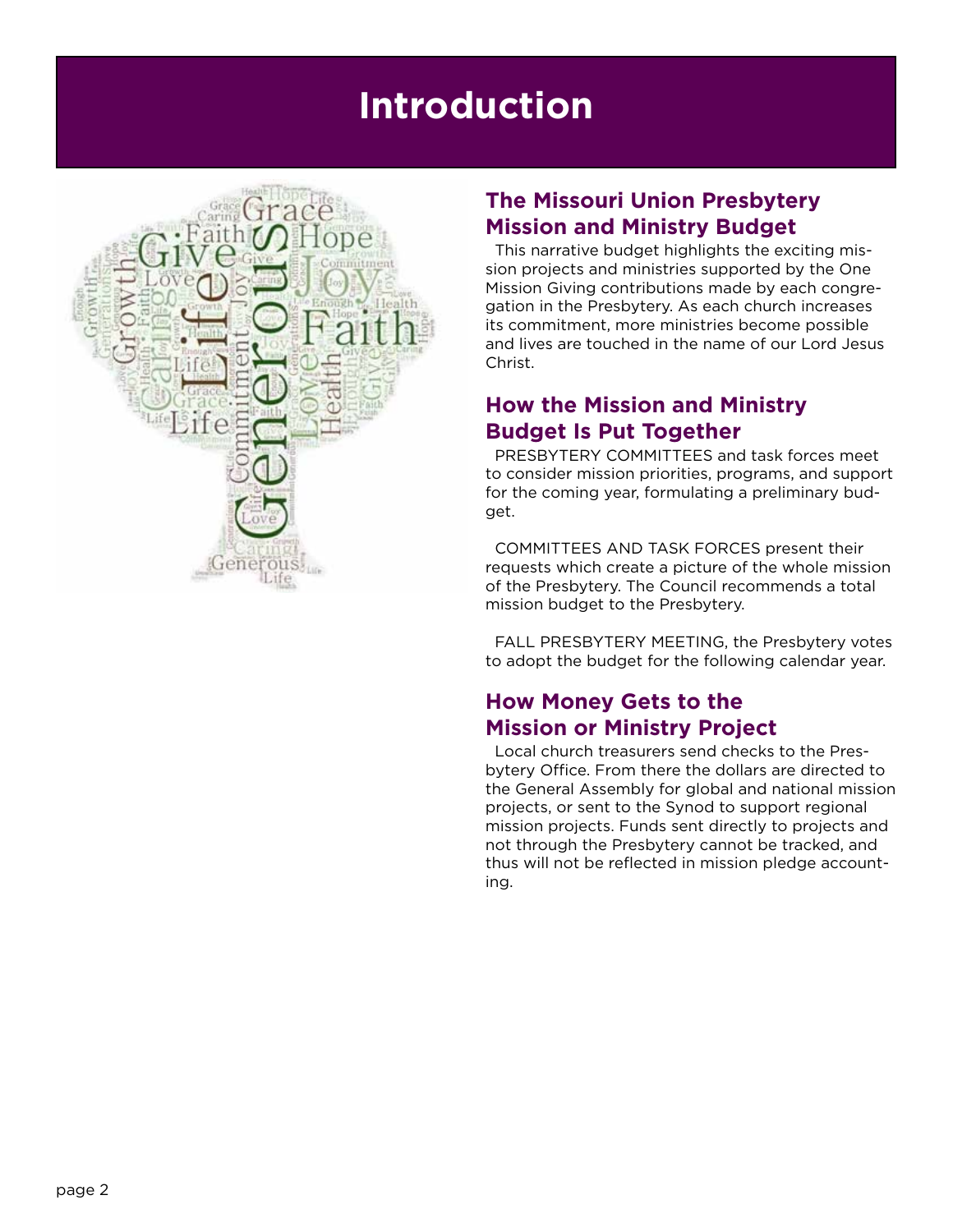# Introduction

## The Missouri Union Presbytery Mission and Ministry Budget

This narrative budget highlights the exciting mission projects and ministries supported by the One Mission Giving contributions made by each congregation in the Presbytery. As each church increases its commitment, more ministries become possible and lives are touched in the name of our Lord Jesus Christ.

## How the Mission and Ministry Budget Is Put Together

PRESBYTERY COMMITTEES and task forces meet to consider mission priorities, programs, and support for the coming year, formulating a preliminary budget.

COMMITTEES AND TASK FORCES present their requests which create a picture of the whole mission of the Presbytery. The Council recommends a total mission budget to the Presbytery.

FALL PRESBYTERY MEETING, the Presbytery votes to adopt the budget for the following calendar year.

## How Money Gets to the Mission or Ministry Project

Local church treasurers send checks to the Presbytery Office. From there the dollars are directed to the General Assembly for global and national mission projects, or sent to the Synod to support regional mission projects. Funds sent directly to projects and not through the Presbytery cannot be tracked, and thus will not be reflected in mission pledge accounting.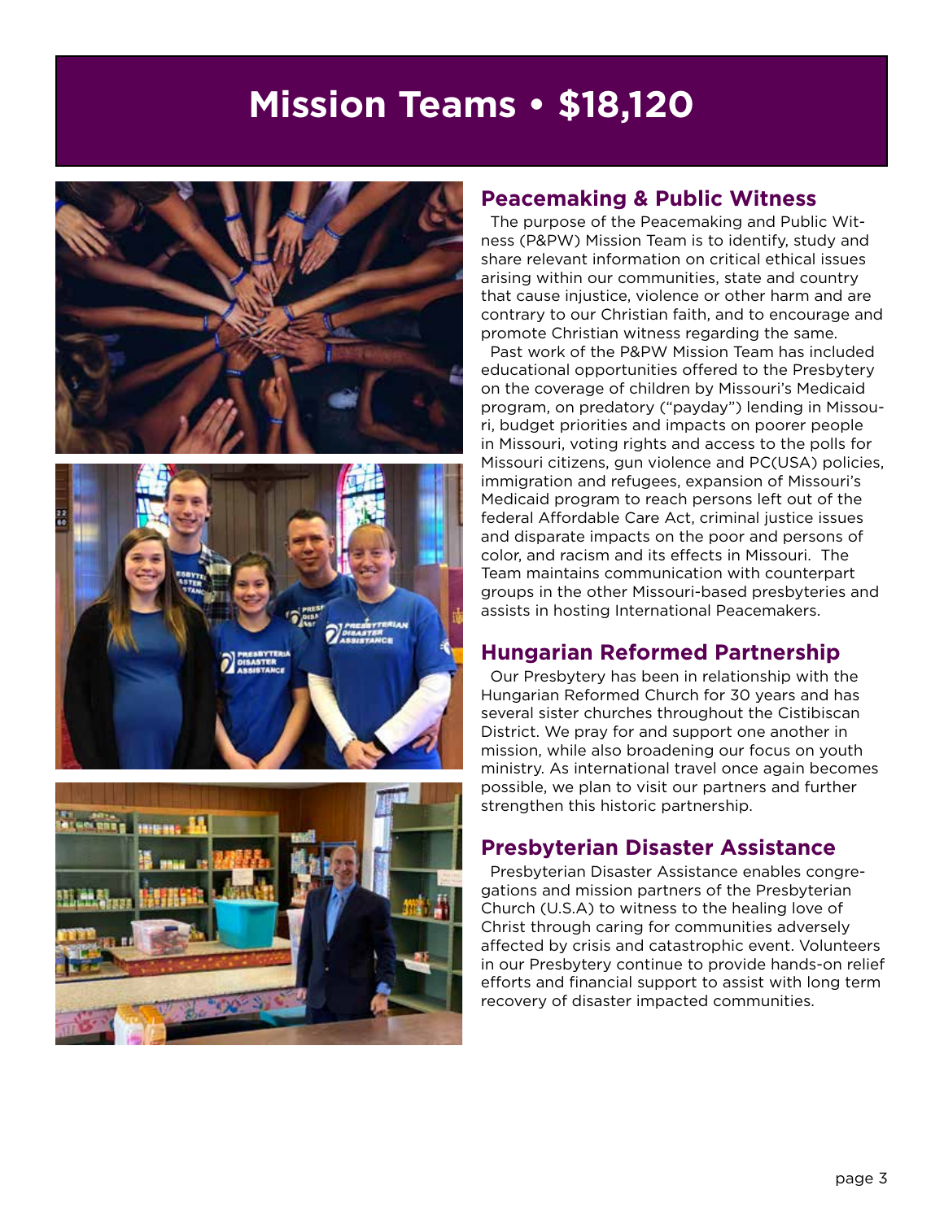# Mission Teams • $18,120

## Peacemaking & Public Witness

The purpose of the Peacemaking and Public Witness (P&PW) Mission Team is to identify, study and share relevant information on critical ethical issues arising within our communities, state and country that cause injustice, violence or other harm and are contrary to our Christian faith, and to encourage and promote Christian witness regarding the same.

Past work of the P&PW Mission Team has included educational opportunities offered to the Presbytery on the coverage of children by Missouri's Medicaid program, on predatory ("payday") lending in Missouri, budget priorities and impacts on poorer people in Missouri, voting rights and access to the polls for Missouri citizens, gun violence and PC(USA) policies, immigration and refugees, expansion of Missouri's Medicaid program to reach persons left out of the federal Affordable Care Act, criminal justice issues and disparate impacts on the poor and persons of color, and racism and its effects in Missouri. The Team maintains communication with counterpart groups in the other Missouri-based presbyteries and assists in hosting International Peacemakers.

## Hungarian Reformed Partnership

Our Presbytery has been in relationship with the Hungarian Reformed Church for 30 years and has several sister churches throughout the Cistibiscan District. We pray for and support one another in mission, while also broadening our focus on youth ministry. As international travel once again becomes possible, we plan to visit our partners and further strengthen this historic partnership.

## Presbyterian Disaster Assistance

Presbyterian Disaster Assistance enables congregations and mission partners of the Presbyterian Church (U.S.A) to witness to the healing love of Christ through caring for communities adversely affected by crisis and catastrophic event. Volunteers in our Presbytery continue to provide hands-on relief efforts and financial support to assist with long term recovery of disaster impacted communities.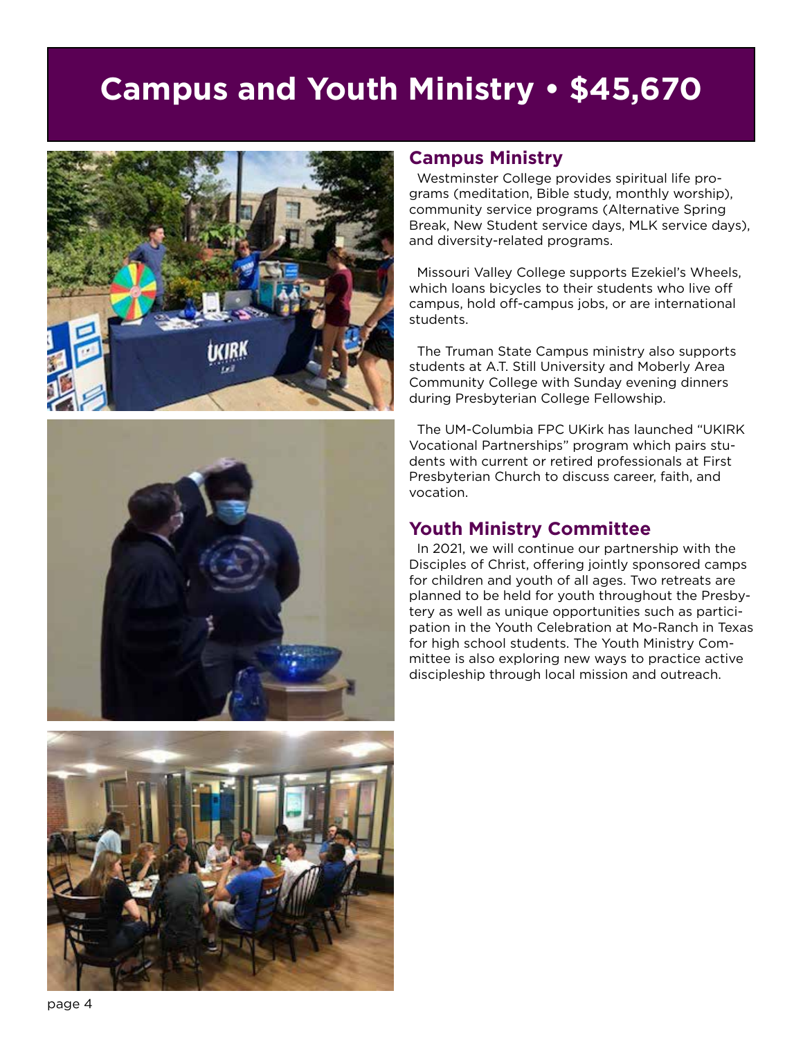# Campus and Youth Ministry • $45,670

## Campus Ministry

Westminster College provides spiritual life programs (meditation, Bible study, monthly worship), community service programs (Alternative Spring Break, New Student service days, MLK service days), and diversity-related programs.

Missouri Valley College supports Ezekiel's Wheels, which loans bicycles to their students who live off campus, hold off-campus jobs, or are international students.

The Truman State Campus ministry also supports students at A.T. Still University and Moberly Area Community College with Sunday evening dinners during Presbyterian College Fellowship.

The UM-Columbia FPC UKirk has launched "UKIRK Vocational Partnerships" program which pairs students with current or retired professionals at First Presbyterian Church to discuss career, faith, and vocation.

## Youth Ministry Committee

In 2021, we will continue our partnership with the Disciples of Christ, offering jointly sponsored camps for children and youth of all ages. Two retreats are planned to be held for youth throughout the Presbytery as well as unique opportunities such as participation in the Youth Celebration at Mo-Ranch in Texas for high school students. The Youth Ministry Committee is also exploring new ways to practice active discipleship through local mission and outreach.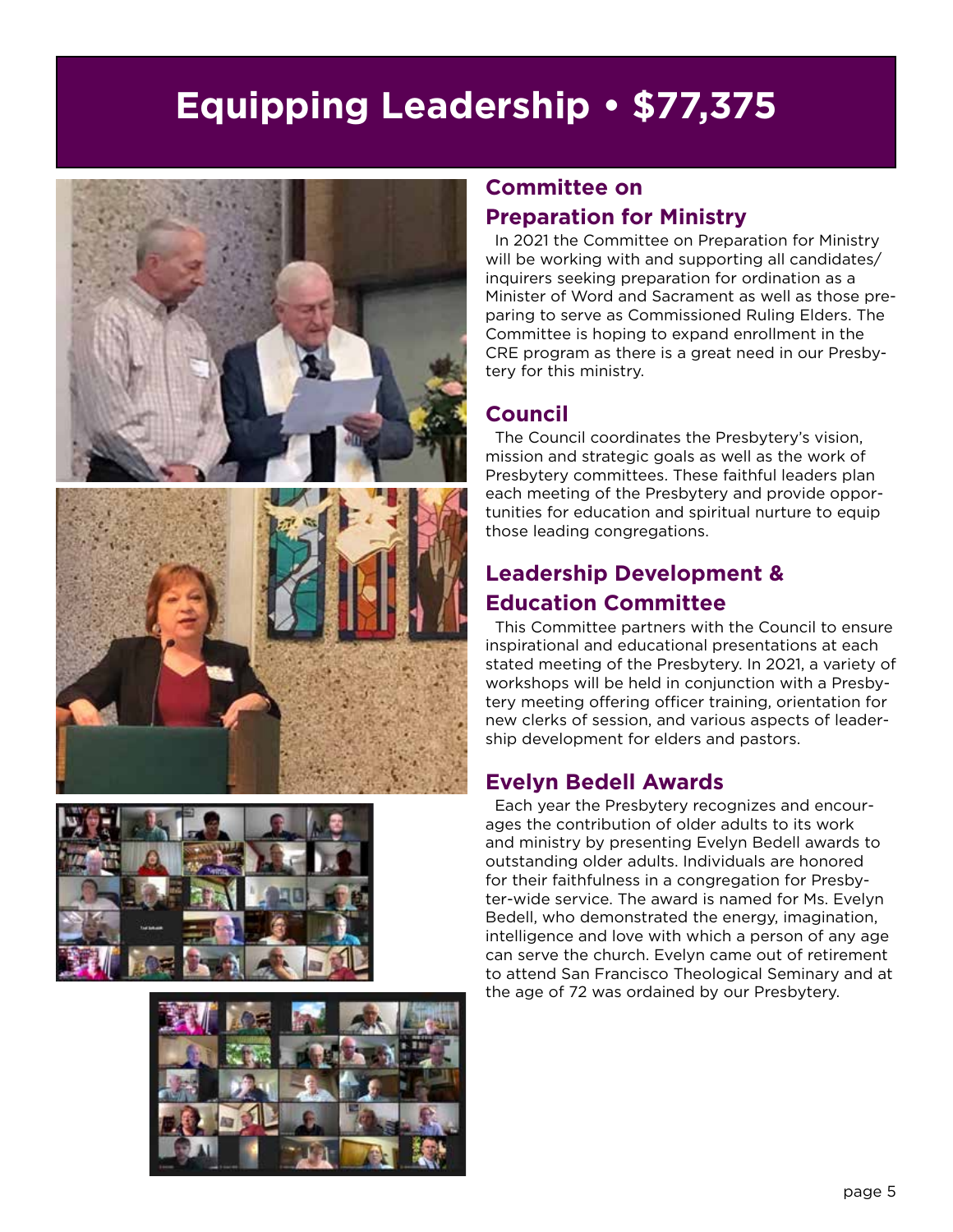# Equipping Leadership • $77,375

## Committee on Preparation for Ministry

In 2021 the Committee on Preparation for Ministry will be working with and supporting all candidates/inquirers seeking preparation for ordination as a Minister of Word and Sacrament as well as those preparing to serve as Commissioned Ruling Elders. The Committee is hoping to expand enrollment in the CRE program as there is a great need in our Presbytery for this ministry.

## Council

The Council coordinates the Presbytery's vision, mission and strategic goals as well as the work of Presbytery committees. These faithful leaders plan each meeting of the Presbytery and provide opportunities for education and spiritual nurture to equip those leading congregations.

## Leadership Development & Education Committee

This Committee partners with the Council to ensure inspirational and educational presentations at each stated meeting of the Presbytery. In 2021, a variety of workshops will be held in conjunction with a Presbytery meeting offering officer training, orientation for new clerks of session, and various aspects of leadership development for elders and pastors.

## Evelyn Bedell Awards

Each year the Presbytery recognizes and encourages the contribution of older adults to its work and ministry by presenting Evelyn Bedell awards to outstanding older adults. Individuals are honored for their faithfulness in a congregation for Presbyter-wide service. The award is named for Ms. Evelyn Bedell, who demonstrated the energy, imagination, intelligence and love with which a person of any age can serve the church. Evelyn came out of retirement to attend San Francisco Theological Seminary and at the age of 72 was ordained by our Presbytery.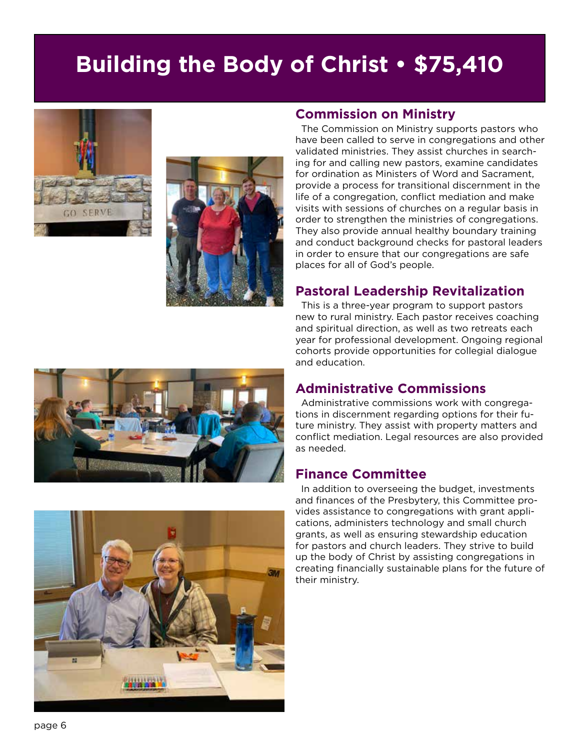# Building the Body of Christ • $75,410

## Commission on Ministry

The Commission on Ministry supports pastors who have been called to serve in congregations and other validated ministries. They assist churches in searching for and calling new pastors, examine candidates for ordination as Ministers of Word and Sacrament, provide a process for transitional discernment in the life of a congregation, conflict mediation and make visits with sessions of churches on a regular basis in order to strengthen the ministries of congregations. They also provide annual healthy boundary training and conduct background checks for pastoral leaders in order to ensure that our congregations are safe places for all of God's people.

## Pastoral Leadership Revitalization

This is a three-year program to support pastors new to rural ministry. Each pastor receives coaching and spiritual direction, as well as two retreats each year for professional development. Ongoing regional cohorts provide opportunities for collegial dialogue and education.

## Administrative Commissions

Administrative commissions work with congregations in discernment regarding options for their future ministry. They assist with property matters and conflict mediation. Legal resources are also provided as needed.

## Finance Committee

In addition to overseeing the budget, investments and finances of the Presbytery, this Committee provides assistance to congregations with grant applications, administers technology and small church grants, as well as ensuring stewardship education for pastors and church leaders. They strive to build up the body of Christ by assisting congregations in creating financially sustainable plans for the future of their ministry.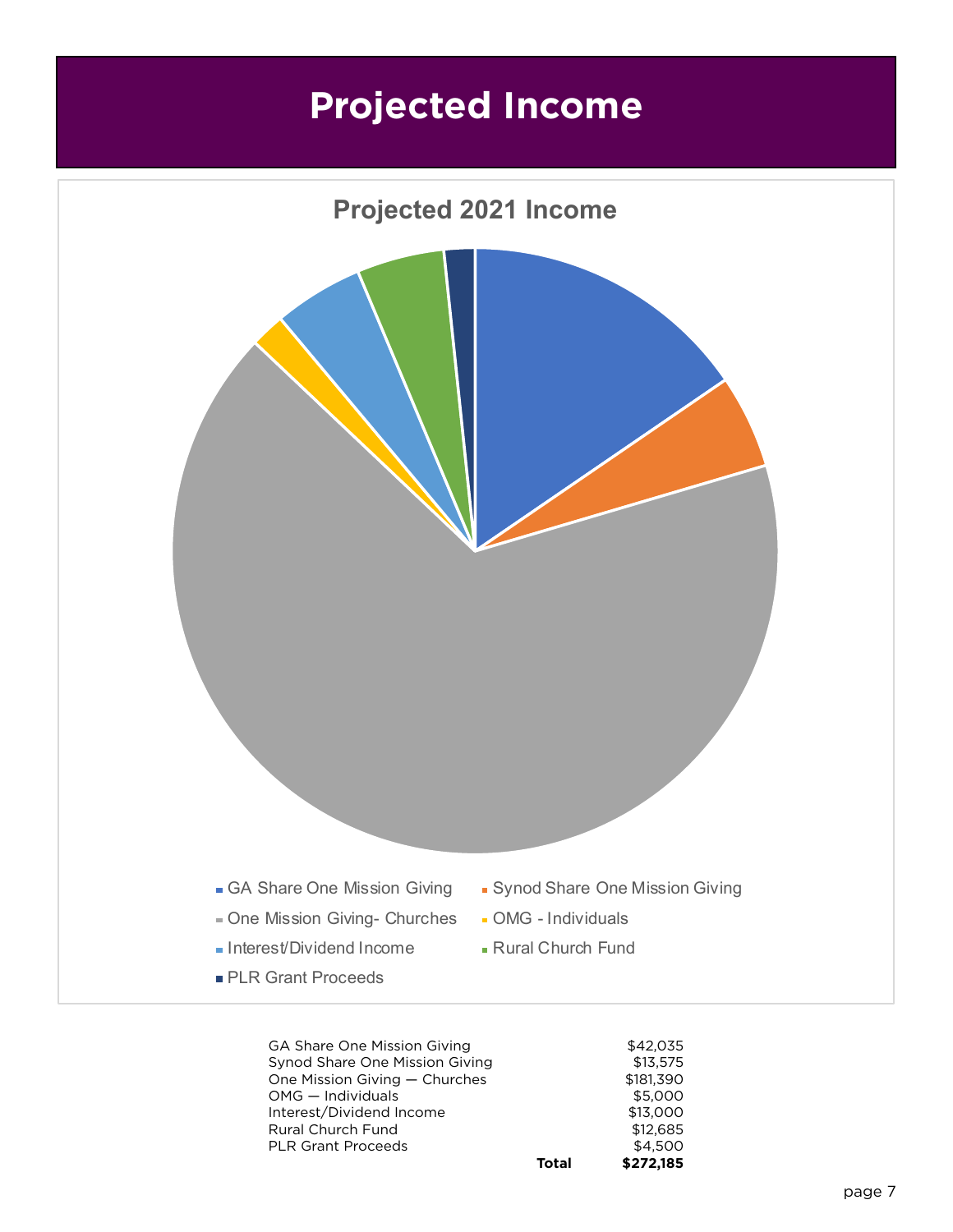# Projected Income

## Projected 2021 Income

- GA Share One Mission Giving
- Synod Share One Mission Giving
- One Mission Giving- Churches
- OMG - Individuals
- Interest/Dividend Income
- Rural Church Fund
- PLR Grant Proceeds

| | | |
|---|---|---|
| GA Share One Mission Giving | | $42,035 |
| Synod Share One Mission Giving | | $13,575 |
| One Mission Giving — Churches | | $181,390 |
| OMG — Individuals | | $5,000 |
| Interest/Dividend Income | | $13,000 |
| Rural Church Fund | | $12,685 |
| PLR Grant Proceeds | | $4,500 |
| | **Total** | **$272,185** |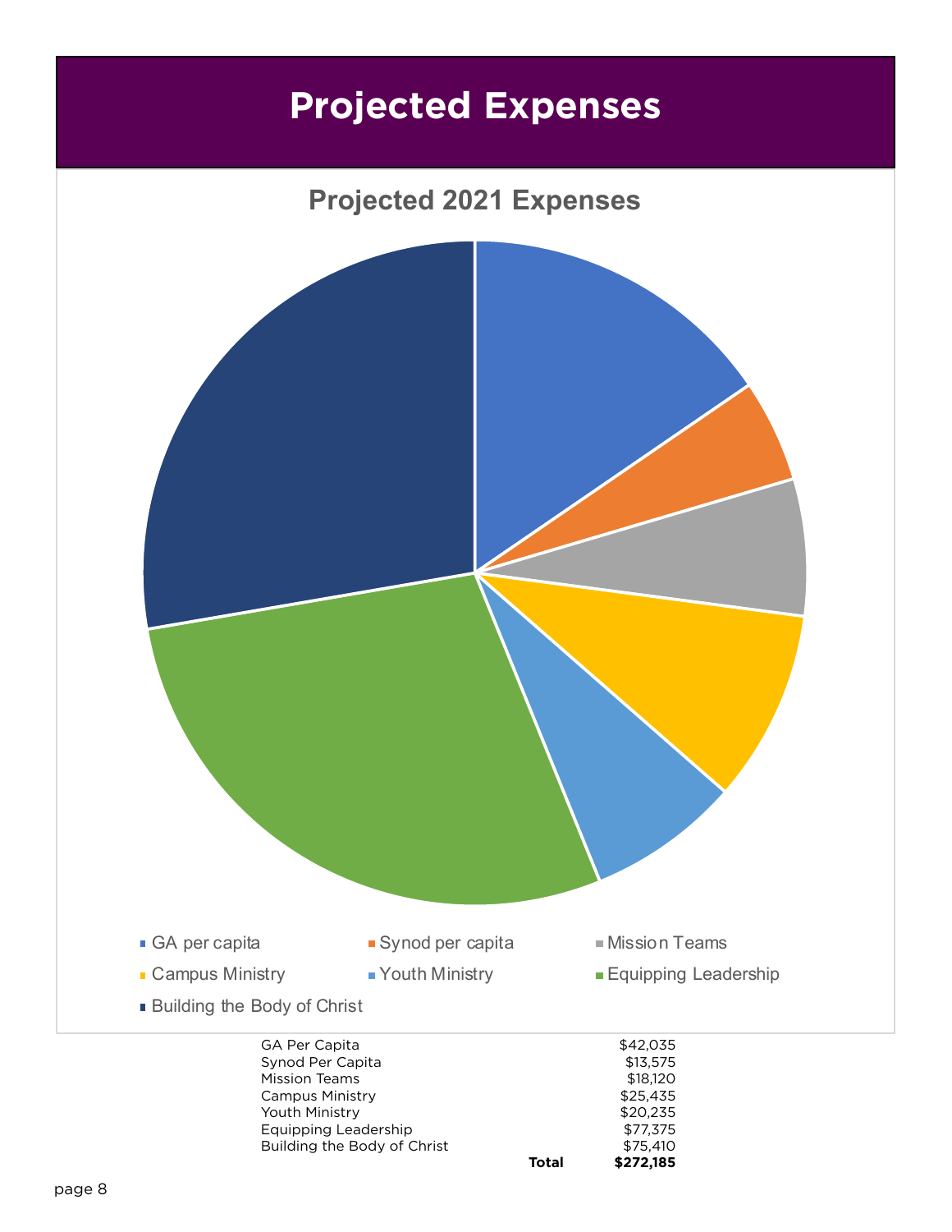# Projected Expenses

Projected 2021 Expenses

GA per capita
Synod per capita
Mission Teams
Campus Ministry
Youth Ministry
Equipping Leadership
Building the Body of Christ

| | |
|---|---|
| GA Per Capita | $42,035 |
| Synod Per Capita | $13,575 |
| Mission Teams | $18,120 |
| Campus Ministry | $25,435 |
| Youth Ministry | $20,235 |
| Equipping Leadership | $77,375 |
| Building the Body of Christ | $75,410 |
| **Total** | **$272,185** |